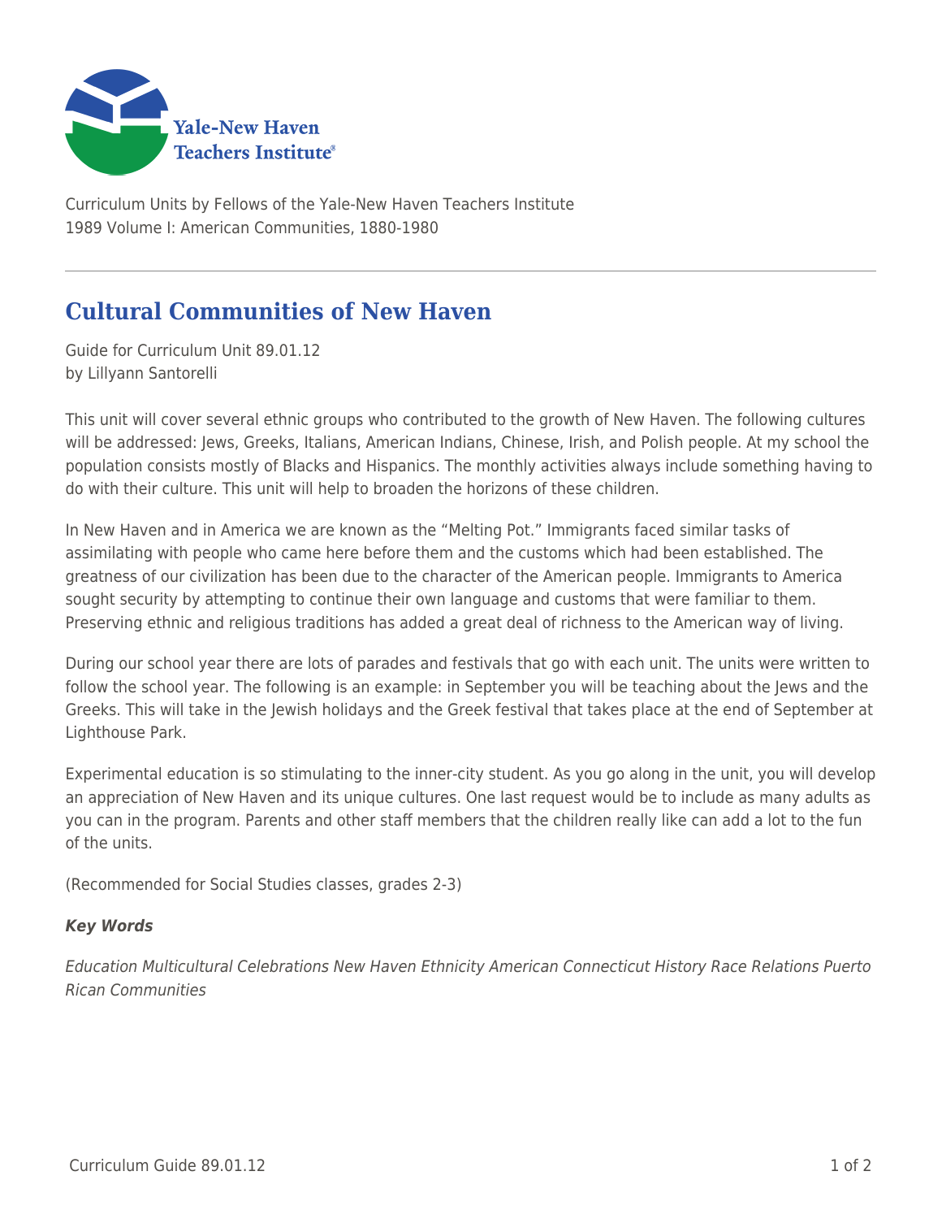Curriculum Units by Fellows of the Yale-New Haven Teachers Institute
1989 Volume I: American Communities, 1880-1980

# Cultural Communities of New Haven

Guide for Curriculum Unit 89.01.12
by Lillyann Santorelli

This unit will cover several ethnic groups who contributed to the growth of New Haven. The following cultures will be addressed: Jews, Greeks, Italians, American Indians, Chinese, Irish, and Polish people. At my school the population consists mostly of Blacks and Hispanics. The monthly activities always include something having to do with their culture. This unit will help to broaden the horizons of these children.

In New Haven and in America we are known as the "Melting Pot." Immigrants faced similar tasks of assimilating with people who came here before them and the customs which had been established. The greatness of our civilization has been due to the character of the American people. Immigrants to America sought security by attempting to continue their own language and customs that were familiar to them. Preserving ethnic and religious traditions has added a great deal of richness to the American way of living.

During our school year there are lots of parades and festivals that go with each unit. The units were written to follow the school year. The following is an example: in September you will be teaching about the Jews and the Greeks. This will take in the Jewish holidays and the Greek festival that takes place at the end of September at Lighthouse Park.

Experimental education is so stimulating to the inner-city student. As you go along in the unit, you will develop an appreciation of New Haven and its unique cultures. One last request would be to include as many adults as you can in the program. Parents and other staff members that the children really like can add a lot to the fun of the units.

(Recommended for Social Studies classes, grades 2-3)

***Key Words***

*Education Multicultural Celebrations New Haven Ethnicity American Connecticut History Race Relations Puerto Rican Communities*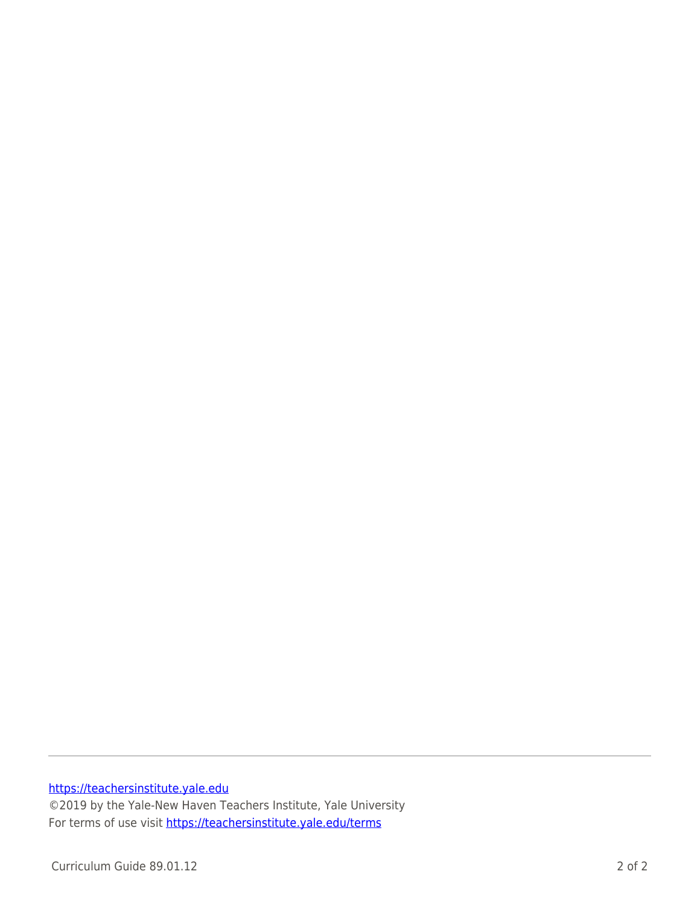https://teachersinstitute.yale.edu

©2019 by the Yale-New Haven Teachers Institute, Yale University

For terms of use visit https://teachersinstitute.yale.edu/terms